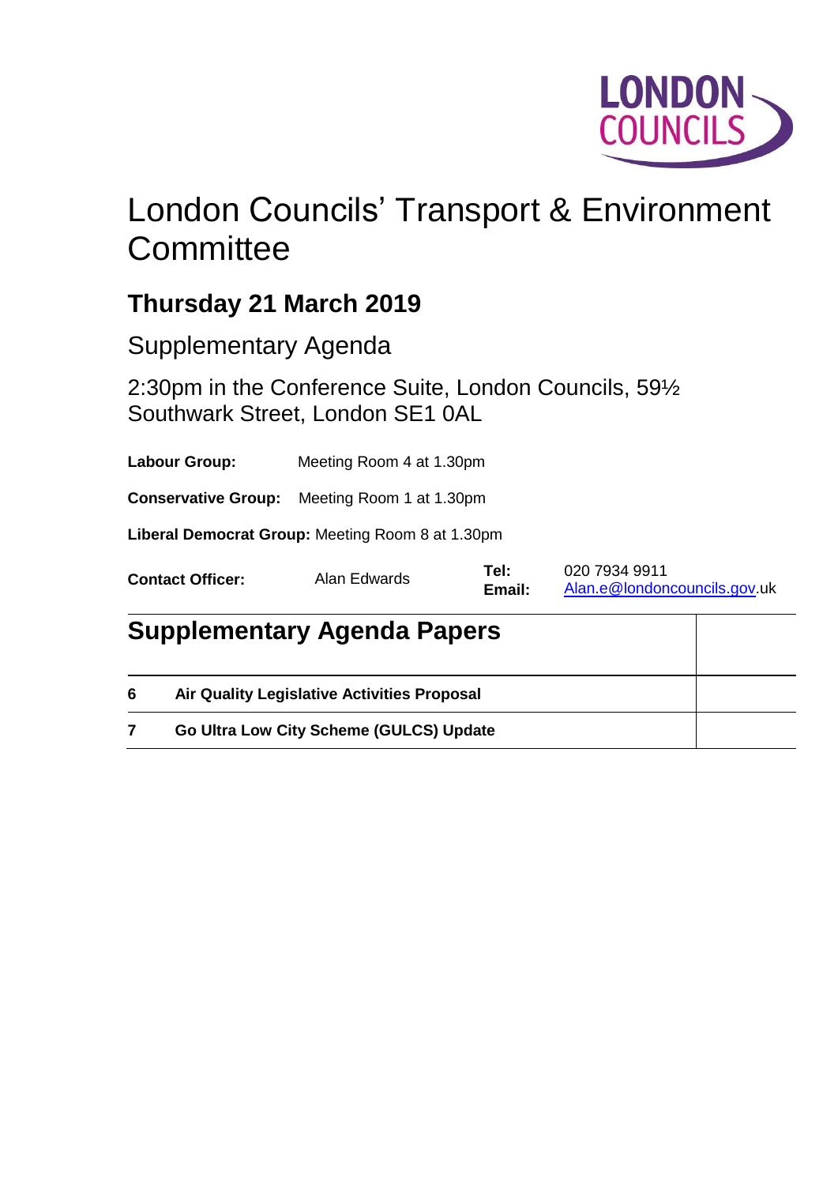LONDON COUNCILS

# London Councils' Transport & Environment Committee

## Thursday 21 March 2019

Supplementary Agenda

2:30pm in the Conference Suite, London Councils, 59½ Southwark Street, London SE1 0AL

**Labour Group:** Meeting Room 4 at 1.30pm

**Conservative Group:** Meeting Room 1 at 1.30pm

**Liberal Democrat Group:** Meeting Room 8 at 1.30pm

| **Contact Officer:** | Alan Edwards | **Tel:** **Email:** | 020 7934 9911 Alan.e@londoncouncils.gov.uk |
|---|---|---|---|

## Supplementary Agenda Papers

| | | |
|---|---|---|
| **6** | **Air Quality Legislative Activities Proposal** | |
| **7** | **Go Ultra Low City Scheme (GULCS) Update** | |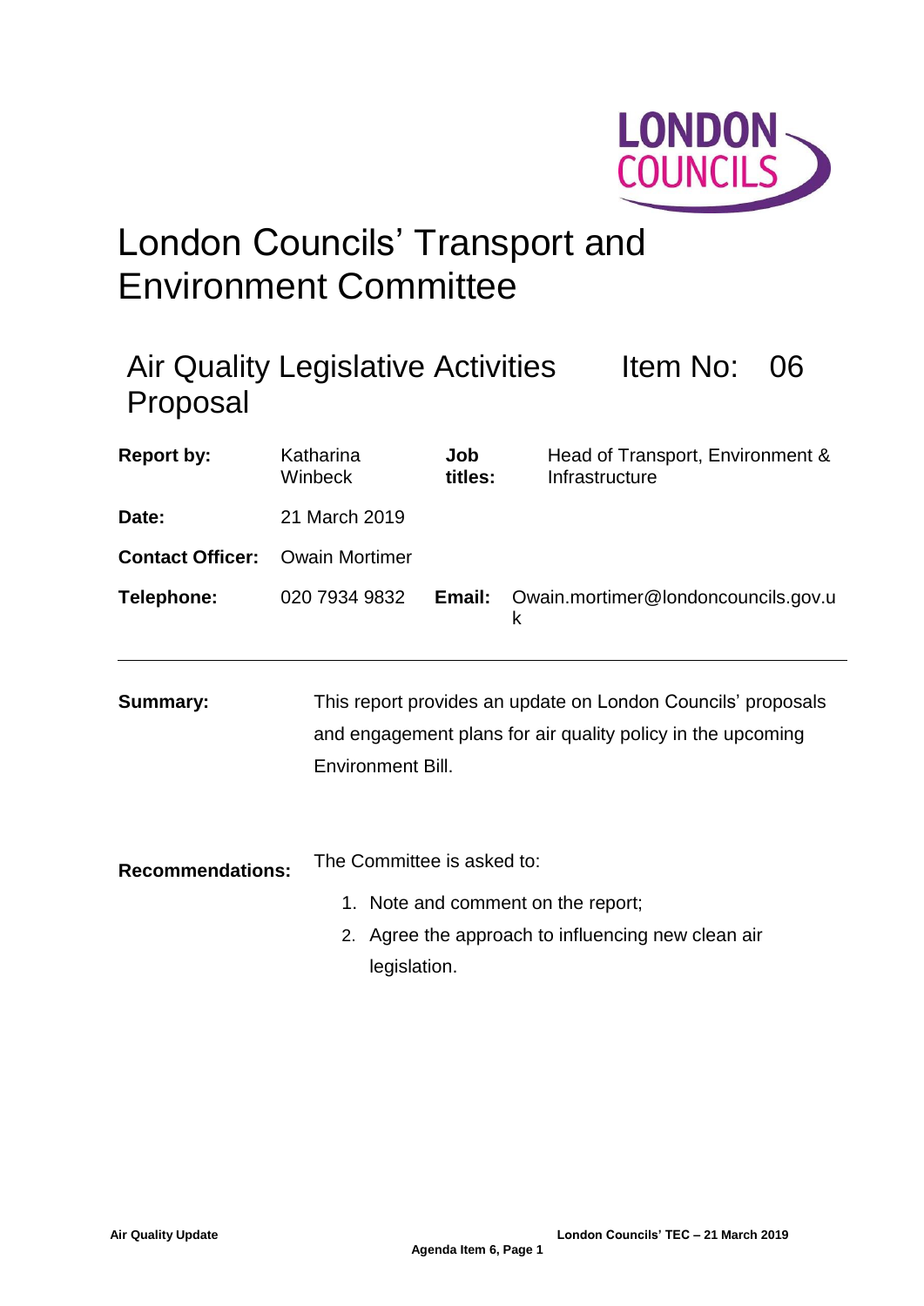# London Councils' Transport and Environment Committee

## Air Quality Legislative Activities Proposal

**Item No: 06**

| | | | |
|---|---|---|---|
| **Report by:** | Katharina Winbeck | **Job titles:** | Head of Transport, Environment & Infrastructure |
| **Date:** | 21 March 2019 | | |
| **Contact Officer:** | Owain Mortimer | | |
| **Telephone:** | 020 7934 9832 | **Email:** | Owain.mortimer@londoncouncils.gov.uk |

---

**Summary:** This report provides an update on London Councils' proposals and engagement plans for air quality policy in the upcoming Environment Bill.

**Recommendations:** The Committee is asked to:

1. Note and comment on the report;
2. Agree the approach to influencing new clean air legislation.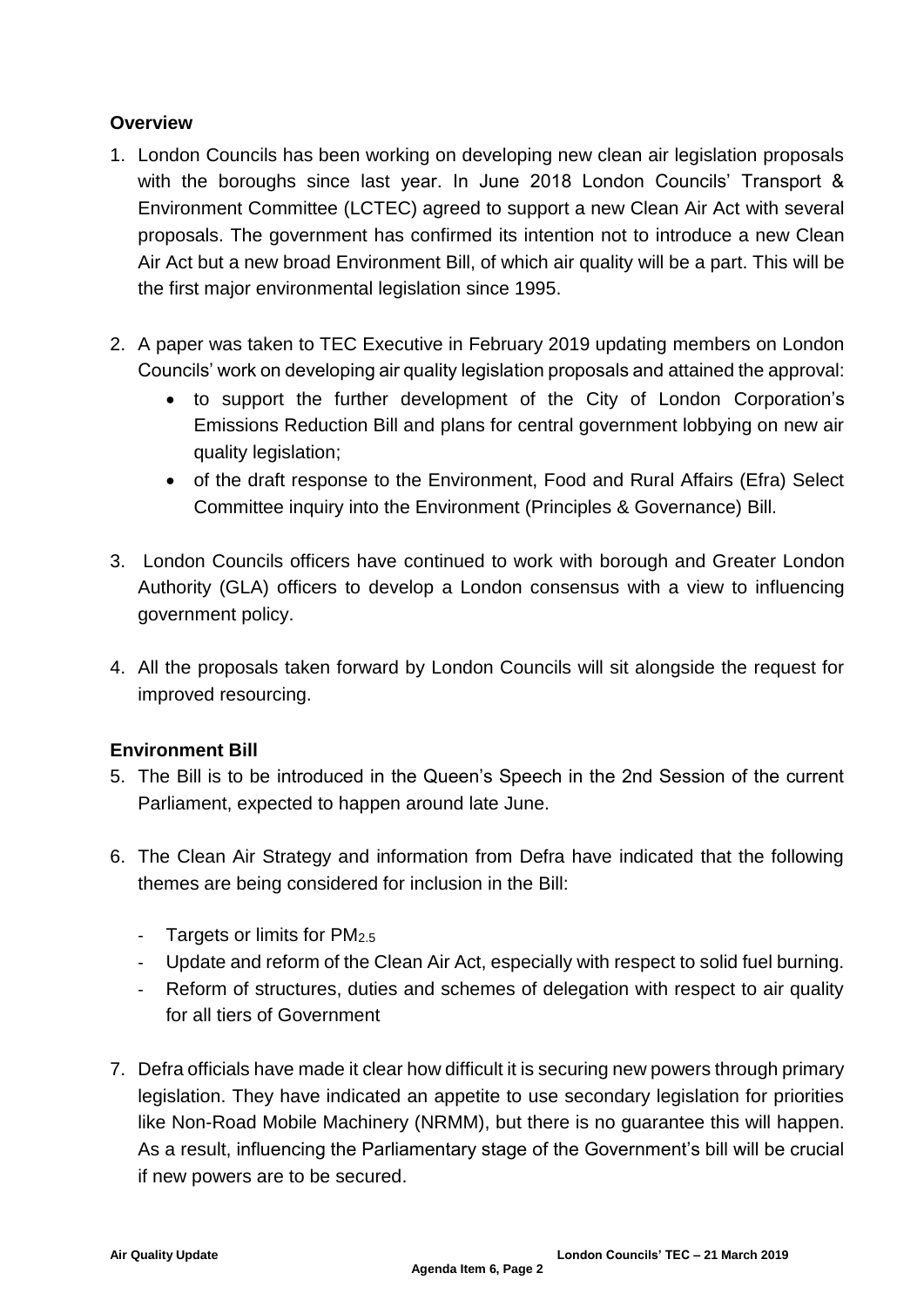## Overview

1. London Councils has been working on developing new clean air legislation proposals with the boroughs since last year. In June 2018 London Councils' Transport & Environment Committee (LCTEC) agreed to support a new Clean Air Act with several proposals. The government has confirmed its intention not to introduce a new Clean Air Act but a new broad Environment Bill, of which air quality will be a part. This will be the first major environmental legislation since 1995.

2. A paper was taken to TEC Executive in February 2019 updating members on London Councils' work on developing air quality legislation proposals and attained the approval:
   - to support the further development of the City of London Corporation's Emissions Reduction Bill and plans for central government lobbying on new air quality legislation;
   - of the draft response to the Environment, Food and Rural Affairs (Efra) Select Committee inquiry into the Environment (Principles & Governance) Bill.

3. London Councils officers have continued to work with borough and Greater London Authority (GLA) officers to develop a London consensus with a view to influencing government policy.

4. All the proposals taken forward by London Councils will sit alongside the request for improved resourcing.

## Environment Bill

5. The Bill is to be introduced in the Queen's Speech in the 2nd Session of the current Parliament, expected to happen around late June.

6. The Clean Air Strategy and information from Defra have indicated that the following themes are being considered for inclusion in the Bill:
   - Targets or limits for $PM_{2.5}$
   - Update and reform of the Clean Air Act, especially with respect to solid fuel burning.
   - Reform of structures, duties and schemes of delegation with respect to air quality for all tiers of Government

7. Defra officials have made it clear how difficult it is securing new powers through primary legislation. They have indicated an appetite to use secondary legislation for priorities like Non-Road Mobile Machinery (NRMM), but there is no guarantee this will happen. As a result, influencing the Parliamentary stage of the Government's bill will be crucial if new powers are to be secured.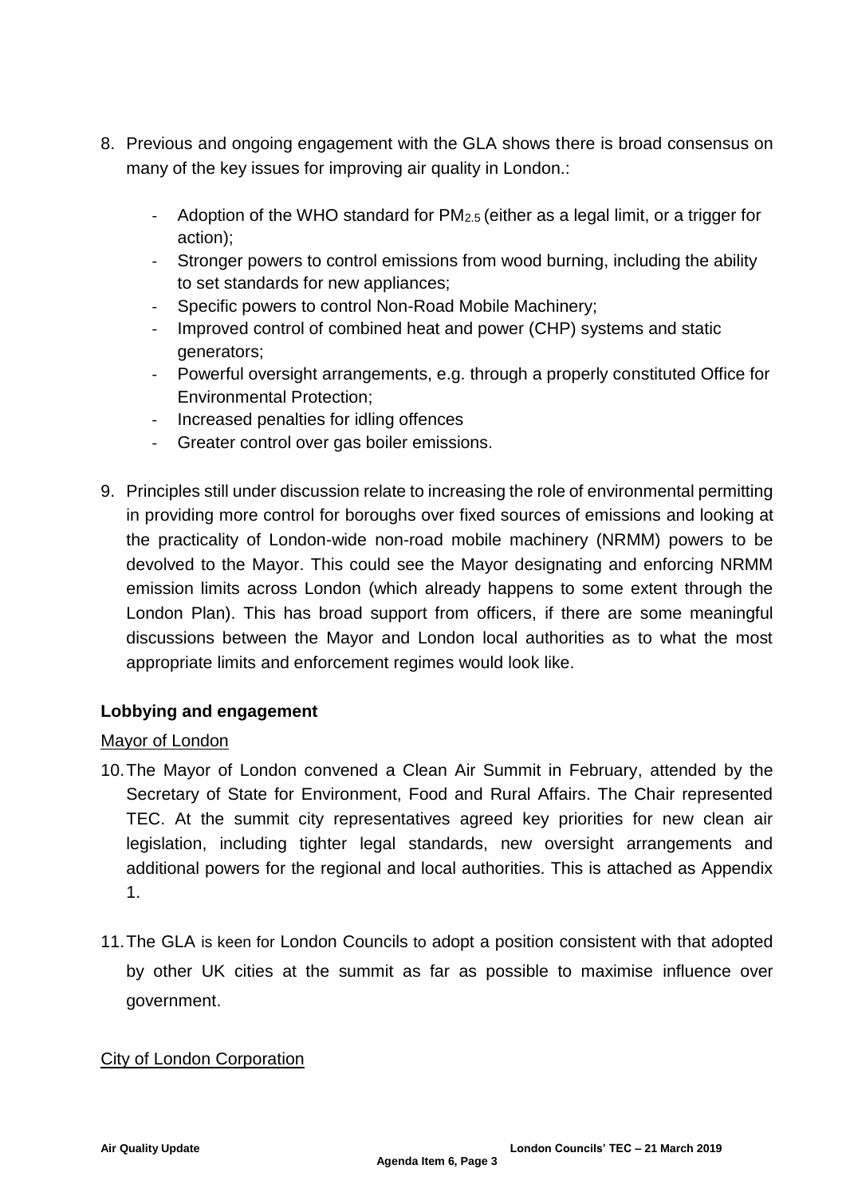8. Previous and ongoing engagement with the GLA shows there is broad consensus on many of the key issues for improving air quality in London.:

   - Adoption of the WHO standard for $PM_{2.5}$ (either as a legal limit, or a trigger for action);
   - Stronger powers to control emissions from wood burning, including the ability to set standards for new appliances;
   - Specific powers to control Non-Road Mobile Machinery;
   - Improved control of combined heat and power (CHP) systems and static generators;
   - Powerful oversight arrangements, e.g. through a properly constituted Office for Environmental Protection;
   - Increased penalties for idling offences
   - Greater control over gas boiler emissions.

9. Principles still under discussion relate to increasing the role of environmental permitting in providing more control for boroughs over fixed sources of emissions and looking at the practicality of London-wide non-road mobile machinery (NRMM) powers to be devolved to the Mayor. This could see the Mayor designating and enforcing NRMM emission limits across London (which already happens to some extent through the London Plan). This has broad support from officers, if there are some meaningful discussions between the Mayor and London local authorities as to what the most appropriate limits and enforcement regimes would look like.

**Lobbying and engagement**

Mayor of London

10. The Mayor of London convened a Clean Air Summit in February, attended by the Secretary of State for Environment, Food and Rural Affairs. The Chair represented TEC. At the summit city representatives agreed key priorities for new clean air legislation, including tighter legal standards, new oversight arrangements and additional powers for the regional and local authorities. This is attached as Appendix 1.

11. The GLA is keen for London Councils to adopt a position consistent with that adopted by other UK cities at the summit as far as possible to maximise influence over government.

City of London Corporation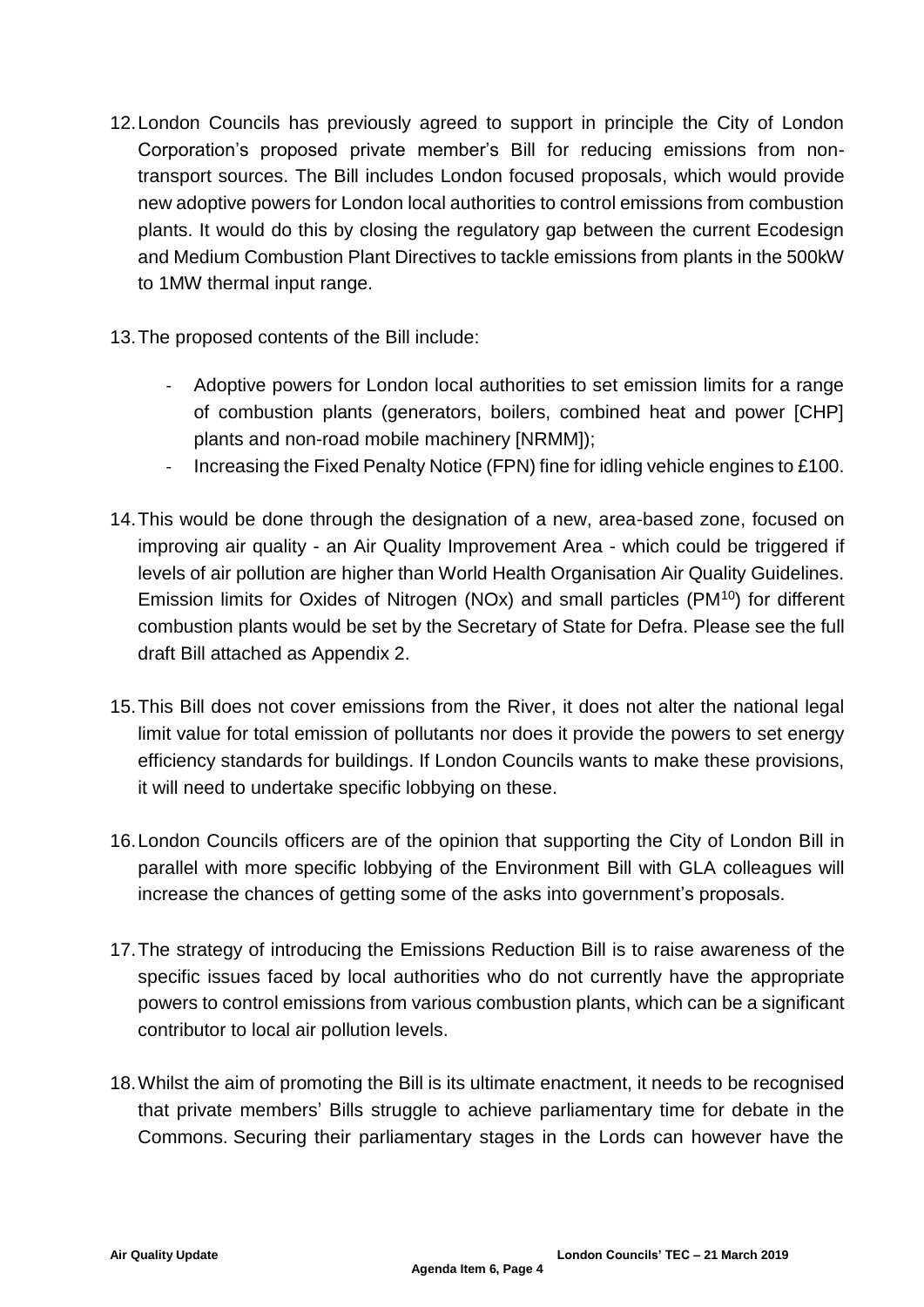12. London Councils has previously agreed to support in principle the City of London Corporation's proposed private member's Bill for reducing emissions from non-transport sources. The Bill includes London focused proposals, which would provide new adoptive powers for London local authorities to control emissions from combustion plants. It would do this by closing the regulatory gap between the current Ecodesign and Medium Combustion Plant Directives to tackle emissions from plants in the 500kW to 1MW thermal input range.

13. The proposed contents of the Bill include:

    - Adoptive powers for London local authorities to set emission limits for a range of combustion plants (generators, boilers, combined heat and power [CHP] plants and non-road mobile machinery [NRMM]);
    - Increasing the Fixed Penalty Notice (FPN) fine for idling vehicle engines to £100.

14. This would be done through the designation of a new, area-based zone, focused on improving air quality - an Air Quality Improvement Area - which could be triggered if levels of air pollution are higher than World Health Organisation Air Quality Guidelines. Emission limits for Oxides of Nitrogen (NOx) and small particles ($PM^{10}$) for different combustion plants would be set by the Secretary of State for Defra. Please see the full draft Bill attached as Appendix 2.

15. This Bill does not cover emissions from the River, it does not alter the national legal limit value for total emission of pollutants nor does it provide the powers to set energy efficiency standards for buildings. If London Councils wants to make these provisions, it will need to undertake specific lobbying on these.

16. London Councils officers are of the opinion that supporting the City of London Bill in parallel with more specific lobbying of the Environment Bill with GLA colleagues will increase the chances of getting some of the asks into government's proposals.

17. The strategy of introducing the Emissions Reduction Bill is to raise awareness of the specific issues faced by local authorities who do not currently have the appropriate powers to control emissions from various combustion plants, which can be a significant contributor to local air pollution levels.

18. Whilst the aim of promoting the Bill is its ultimate enactment, it needs to be recognised that private members' Bills struggle to achieve parliamentary time for debate in the Commons. Securing their parliamentary stages in the Lords can however have the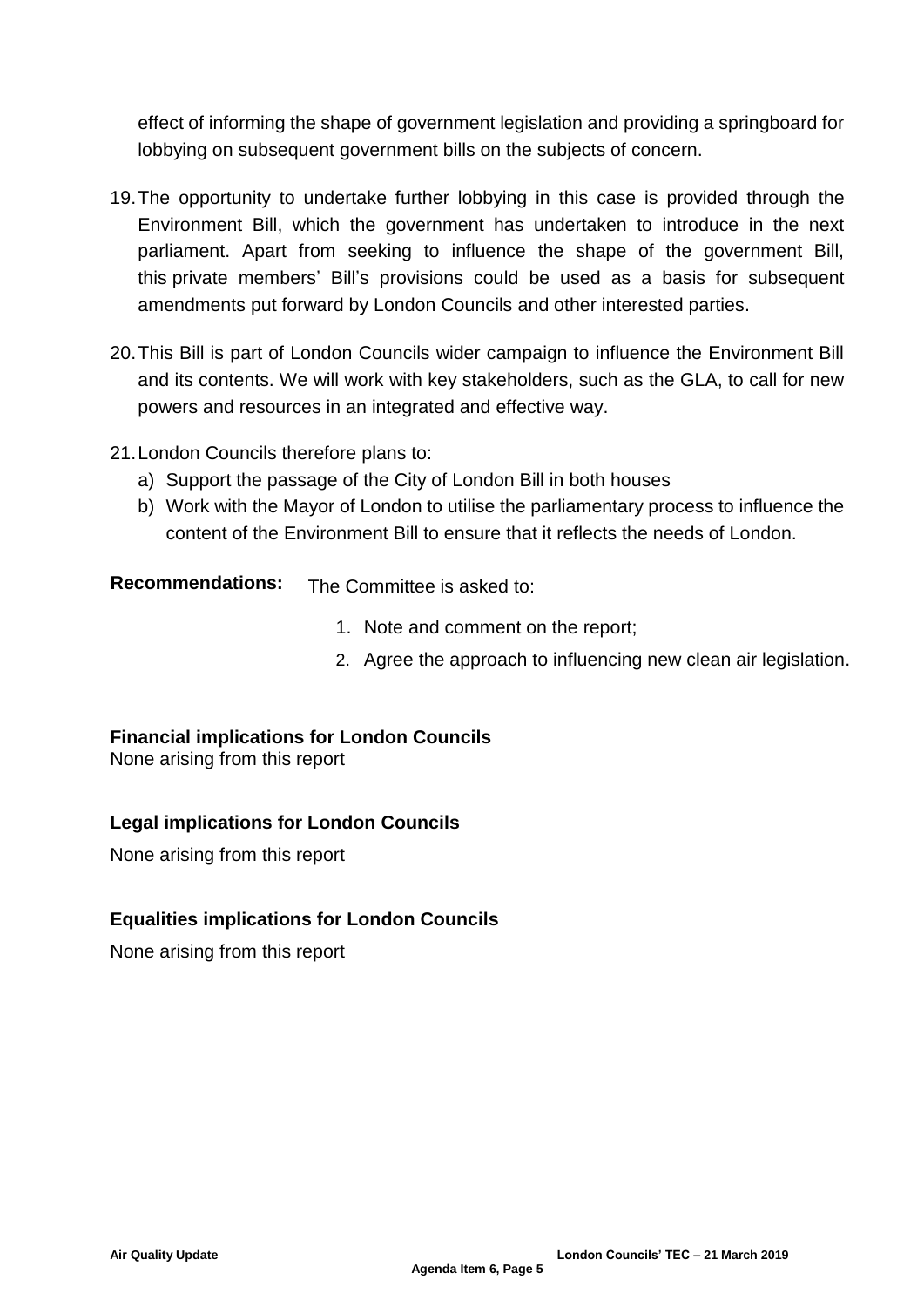effect of informing the shape of government legislation and providing a springboard for lobbying on subsequent government bills on the subjects of concern.

19. The opportunity to undertake further lobbying in this case is provided through the Environment Bill, which the government has undertaken to introduce in the next parliament. Apart from seeking to influence the shape of the government Bill, this private members' Bill's provisions could be used as a basis for subsequent amendments put forward by London Councils and other interested parties.

20. This Bill is part of London Councils wider campaign to influence the Environment Bill and its contents. We will work with key stakeholders, such as the GLA, to call for new powers and resources in an integrated and effective way.

21. London Councils therefore plans to:
    a) Support the passage of the City of London Bill in both houses
    b) Work with the Mayor of London to utilise the parliamentary process to influence the content of the Environment Bill to ensure that it reflects the needs of London.

**Recommendations:** The Committee is asked to:

1. Note and comment on the report;
2. Agree the approach to influencing new clean air legislation.

**Financial implications for London Councils**

None arising from this report

**Legal implications for London Councils**

None arising from this report

**Equalities implications for London Councils**

None arising from this report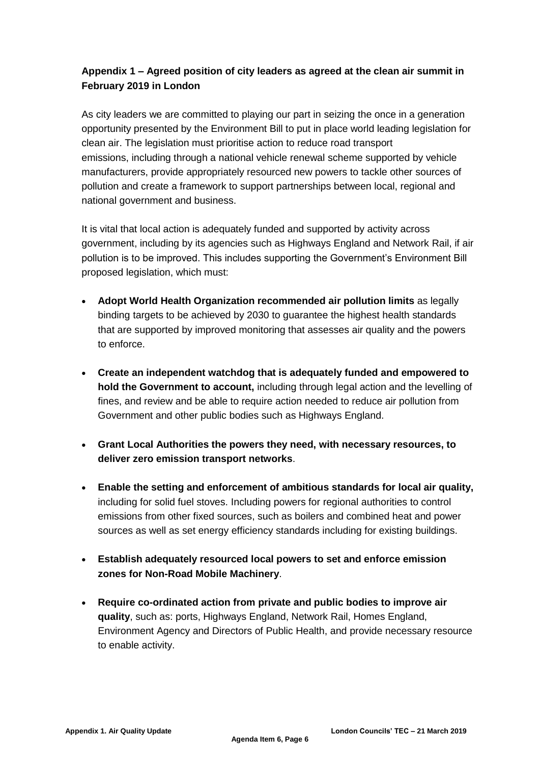**Appendix 1 – Agreed position of city leaders as agreed at the clean air summit in February 2019 in London**

As city leaders we are committed to playing our part in seizing the once in a generation opportunity presented by the Environment Bill to put in place world leading legislation for clean air. The legislation must prioritise action to reduce road transport emissions, including through a national vehicle renewal scheme supported by vehicle manufacturers, provide appropriately resourced new powers to tackle other sources of pollution and create a framework to support partnerships between local, regional and national government and business.

It is vital that local action is adequately funded and supported by activity across government, including by its agencies such as Highways England and Network Rail, if air pollution is to be improved. This includes supporting the Government's Environment Bill proposed legislation, which must:

- **Adopt World Health Organization recommended air pollution limits** as legally binding targets to be achieved by 2030 to guarantee the highest health standards that are supported by improved monitoring that assesses air quality and the powers to enforce.
- **Create an independent watchdog that is adequately funded and empowered to hold the Government to account,** including through legal action and the levelling of fines, and review and be able to require action needed to reduce air pollution from Government and other public bodies such as Highways England.
- **Grant Local Authorities the powers they need, with necessary resources, to deliver zero emission transport networks**.
- **Enable the setting and enforcement of ambitious standards for local air quality,** including for solid fuel stoves. Including powers for regional authorities to control emissions from other fixed sources, such as boilers and combined heat and power sources as well as set energy efficiency standards including for existing buildings.
- **Establish adequately resourced local powers to set and enforce emission zones for Non-Road Mobile Machinery**.
- **Require co-ordinated action from private and public bodies to improve air quality**, such as: ports, Highways England, Network Rail, Homes England, Environment Agency and Directors of Public Health, and provide necessary resource to enable activity.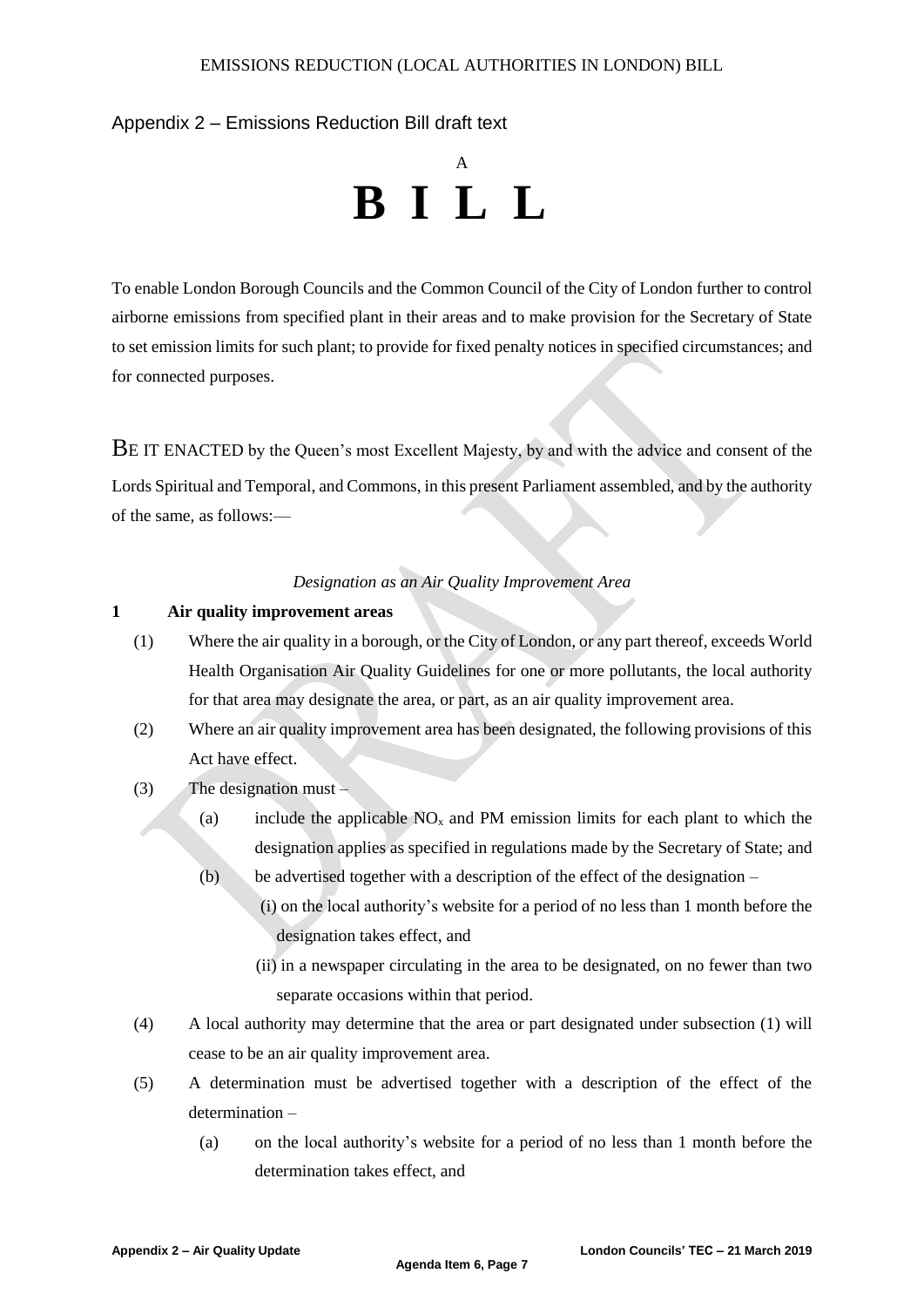Appendix 2 – Emissions Reduction Bill draft text

A

# B I L L

To enable London Borough Councils and the Common Council of the City of London further to control airborne emissions from specified plant in their areas and to make provision for the Secretary of State to set emission limits for such plant; to provide for fixed penalty notices in specified circumstances; and for connected purposes.

BE IT ENACTED by the Queen's most Excellent Majesty, by and with the advice and consent of the Lords Spiritual and Temporal, and Commons, in this present Parliament assembled, and by the authority of the same, as follows:—

*Designation as an Air Quality Improvement Area*

**1 Air quality improvement areas**

(1) Where the air quality in a borough, or the City of London, or any part thereof, exceeds World Health Organisation Air Quality Guidelines for one or more pollutants, the local authority for that area may designate the area, or part, as an air quality improvement area.

(2) Where an air quality improvement area has been designated, the following provisions of this Act have effect.

(3) The designation must –

(a) include the applicable $NO_x$ and PM emission limits for each plant to which the designation applies as specified in regulations made by the Secretary of State; and

(b) be advertised together with a description of the effect of the designation –

(i) on the local authority's website for a period of no less than 1 month before the designation takes effect, and

(ii) in a newspaper circulating in the area to be designated, on no fewer than two separate occasions within that period.

(4) A local authority may determine that the area or part designated under subsection (1) will cease to be an air quality improvement area.

(5) A determination must be advertised together with a description of the effect of the determination –

(a) on the local authority's website for a period of no less than 1 month before the determination takes effect, and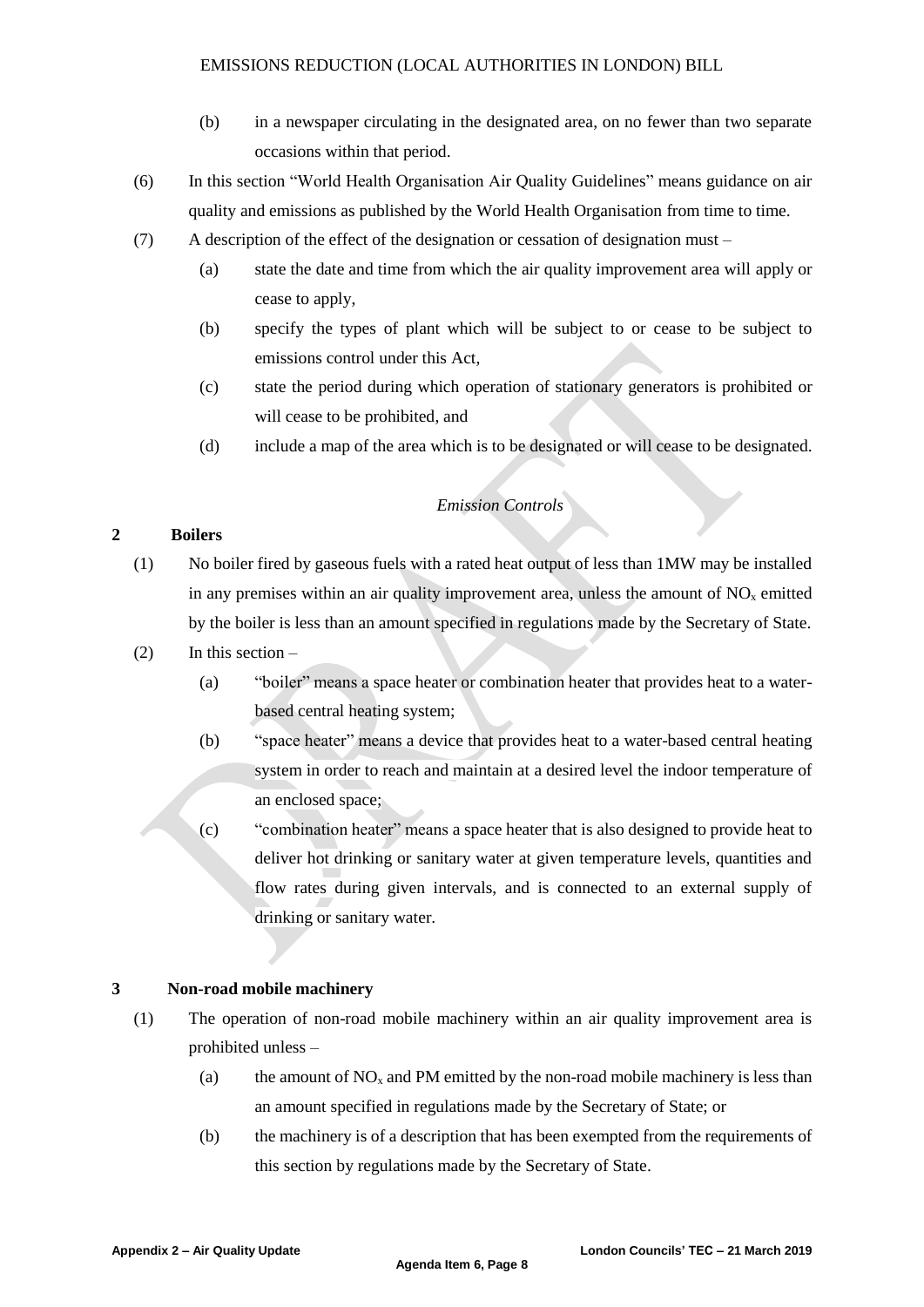(b) in a newspaper circulating in the designated area, on no fewer than two separate occasions within that period.

(6) In this section "World Health Organisation Air Quality Guidelines" means guidance on air quality and emissions as published by the World Health Organisation from time to time.

(7) A description of the effect of the designation or cessation of designation must –

  (a) state the date and time from which the air quality improvement area will apply or cease to apply,

  (b) specify the types of plant which will be subject to or cease to be subject to emissions control under this Act,

  (c) state the period during which operation of stationary generators is prohibited or will cease to be prohibited, and

  (d) include a map of the area which is to be designated or will cease to be designated.

*Emission Controls*

## 2 Boilers

(1) No boiler fired by gaseous fuels with a rated heat output of less than 1MW may be installed in any premises within an air quality improvement area, unless the amount of $NO_x$ emitted by the boiler is less than an amount specified in regulations made by the Secretary of State.

(2) In this section –

  (a) "boiler" means a space heater or combination heater that provides heat to a water-based central heating system;

  (b) "space heater" means a device that provides heat to a water-based central heating system in order to reach and maintain at a desired level the indoor temperature of an enclosed space;

  (c) "combination heater" means a space heater that is also designed to provide heat to deliver hot drinking or sanitary water at given temperature levels, quantities and flow rates during given intervals, and is connected to an external supply of drinking or sanitary water.

## 3 Non-road mobile machinery

(1) The operation of non-road mobile machinery within an air quality improvement area is prohibited unless –

  (a) the amount of $NO_x$ and PM emitted by the non-road mobile machinery is less than an amount specified in regulations made by the Secretary of State; or

  (b) the machinery is of a description that has been exempted from the requirements of this section by regulations made by the Secretary of State.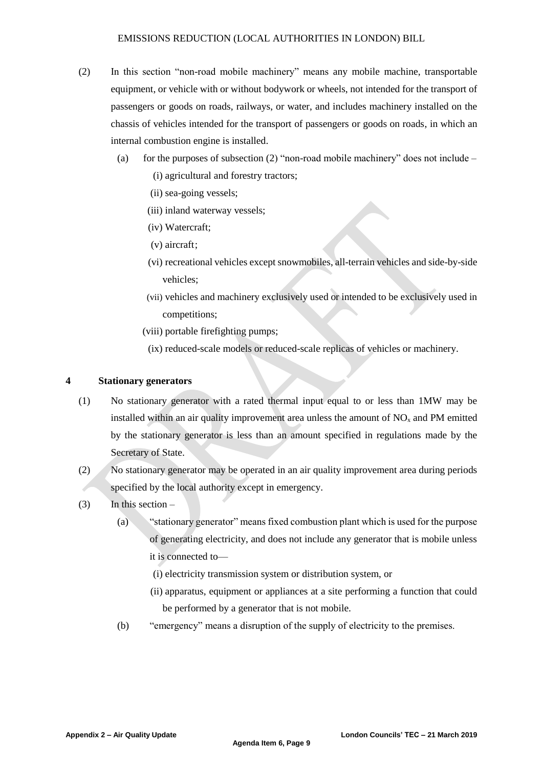(2) In this section "non-road mobile machinery" means any mobile machine, transportable equipment, or vehicle with or without bodywork or wheels, not intended for the transport of passengers or goods on roads, railways, or water, and includes machinery installed on the chassis of vehicles intended for the transport of passengers or goods on roads, in which an internal combustion engine is installed.

(a) for the purposes of subsection (2) "non-road mobile machinery" does not include –

(i) agricultural and forestry tractors;

(ii) sea-going vessels;

(iii) inland waterway vessels;

(iv) Watercraft;

(v) aircraft;

(vi) recreational vehicles except snowmobiles, all-terrain vehicles and side-by-side vehicles;

(vii) vehicles and machinery exclusively used or intended to be exclusively used in competitions;

(viii) portable firefighting pumps;

(ix) reduced-scale models or reduced-scale replicas of vehicles or machinery.

## 4 Stationary generators

(1) No stationary generator with a rated thermal input equal to or less than 1MW may be installed within an air quality improvement area unless the amount of $NO_x$ and PM emitted by the stationary generator is less than an amount specified in regulations made by the Secretary of State.

(2) No stationary generator may be operated in an air quality improvement area during periods specified by the local authority except in emergency.

(3) In this section –

(a) "stationary generator" means fixed combustion plant which is used for the purpose of generating electricity, and does not include any generator that is mobile unless it is connected to—

(i) electricity transmission system or distribution system, or

(ii) apparatus, equipment or appliances at a site performing a function that could be performed by a generator that is not mobile.

(b) "emergency" means a disruption of the supply of electricity to the premises.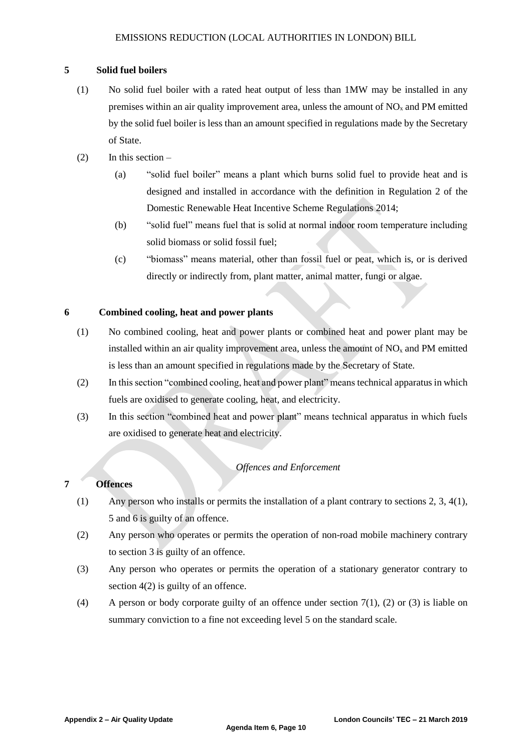### 5 Solid fuel boilers

(1) No solid fuel boiler with a rated heat output of less than 1MW may be installed in any premises within an air quality improvement area, unless the amount of $NO_x$ and PM emitted by the solid fuel boiler is less than an amount specified in regulations made by the Secretary of State.

(2) In this section –

(a) "solid fuel boiler" means a plant which burns solid fuel to provide heat and is designed and installed in accordance with the definition in Regulation 2 of the Domestic Renewable Heat Incentive Scheme Regulations 2014;

(b) "solid fuel" means fuel that is solid at normal indoor room temperature including solid biomass or solid fossil fuel;

(c) "biomass" means material, other than fossil fuel or peat, which is, or is derived directly or indirectly from, plant matter, animal matter, fungi or algae.

### 6 Combined cooling, heat and power plants

(1) No combined cooling, heat and power plants or combined heat and power plant may be installed within an air quality improvement area, unless the amount of $NO_x$ and PM emitted is less than an amount specified in regulations made by the Secretary of State.

(2) In this section "combined cooling, heat and power plant" means technical apparatus in which fuels are oxidised to generate cooling, heat, and electricity.

(3) In this section "combined heat and power plant" means technical apparatus in which fuels are oxidised to generate heat and electricity.

*Offences and Enforcement*

### 7 Offences

(1) Any person who installs or permits the installation of a plant contrary to sections 2, 3, 4(1), 5 and 6 is guilty of an offence.

(2) Any person who operates or permits the operation of non-road mobile machinery contrary to section 3 is guilty of an offence.

(3) Any person who operates or permits the operation of a stationary generator contrary to section 4(2) is guilty of an offence.

(4) A person or body corporate guilty of an offence under section 7(1), (2) or (3) is liable on summary conviction to a fine not exceeding level 5 on the standard scale.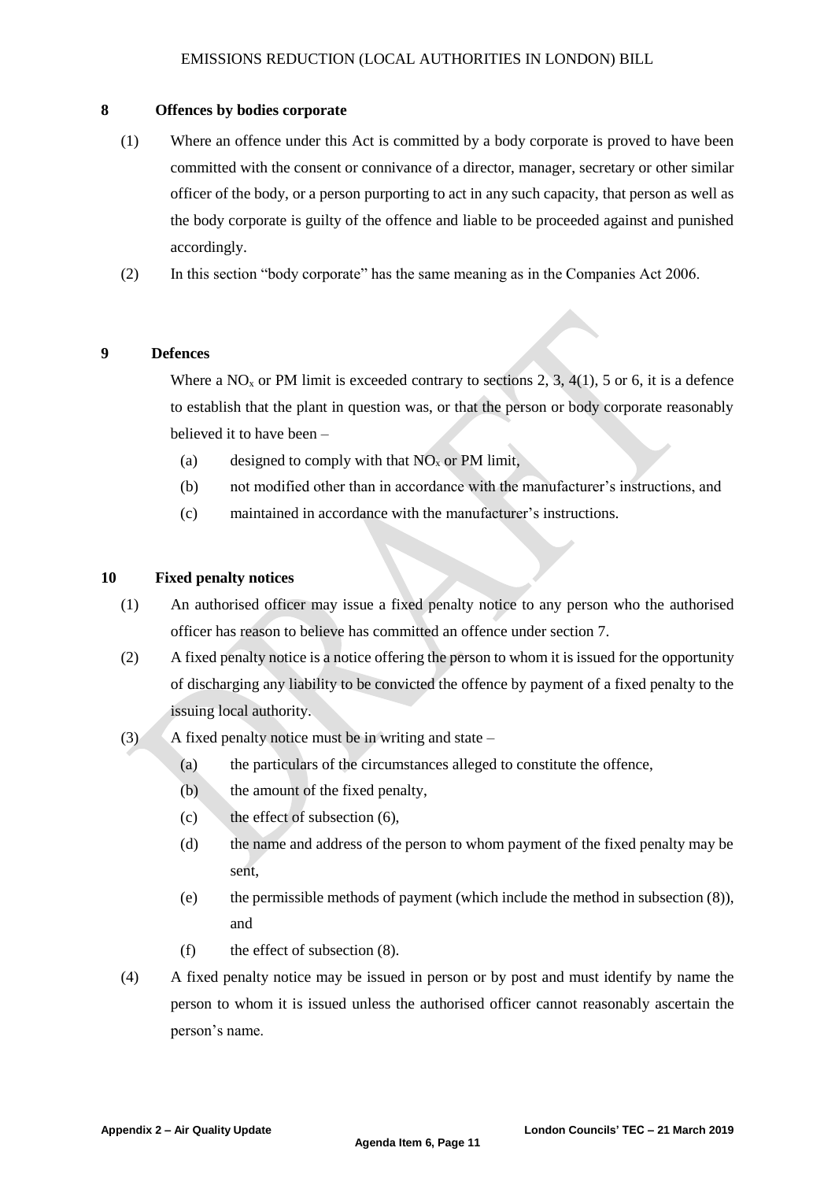## 8 Offences by bodies corporate

(1) Where an offence under this Act is committed by a body corporate is proved to have been committed with the consent or connivance of a director, manager, secretary or other similar officer of the body, or a person purporting to act in any such capacity, that person as well as the body corporate is guilty of the offence and liable to be proceeded against and punished accordingly.

(2) In this section "body corporate" has the same meaning as in the Companies Act 2006.

## 9 Defences

Where a $NO_x$ or PM limit is exceeded contrary to sections 2, 3, 4(1), 5 or 6, it is a defence to establish that the plant in question was, or that the person or body corporate reasonably believed it to have been –

(a) designed to comply with that $NO_x$ or PM limit,

(b) not modified other than in accordance with the manufacturer's instructions, and

(c) maintained in accordance with the manufacturer's instructions.

## 10 Fixed penalty notices

(1) An authorised officer may issue a fixed penalty notice to any person who the authorised officer has reason to believe has committed an offence under section 7.

(2) A fixed penalty notice is a notice offering the person to whom it is issued for the opportunity of discharging any liability to be convicted the offence by payment of a fixed penalty to the issuing local authority.

(3) A fixed penalty notice must be in writing and state –

(a) the particulars of the circumstances alleged to constitute the offence,

(b) the amount of the fixed penalty,

(c) the effect of subsection (6),

(d) the name and address of the person to whom payment of the fixed penalty may be sent,

(e) the permissible methods of payment (which include the method in subsection (8)), and

(f) the effect of subsection (8).

(4) A fixed penalty notice may be issued in person or by post and must identify by name the person to whom it is issued unless the authorised officer cannot reasonably ascertain the person's name.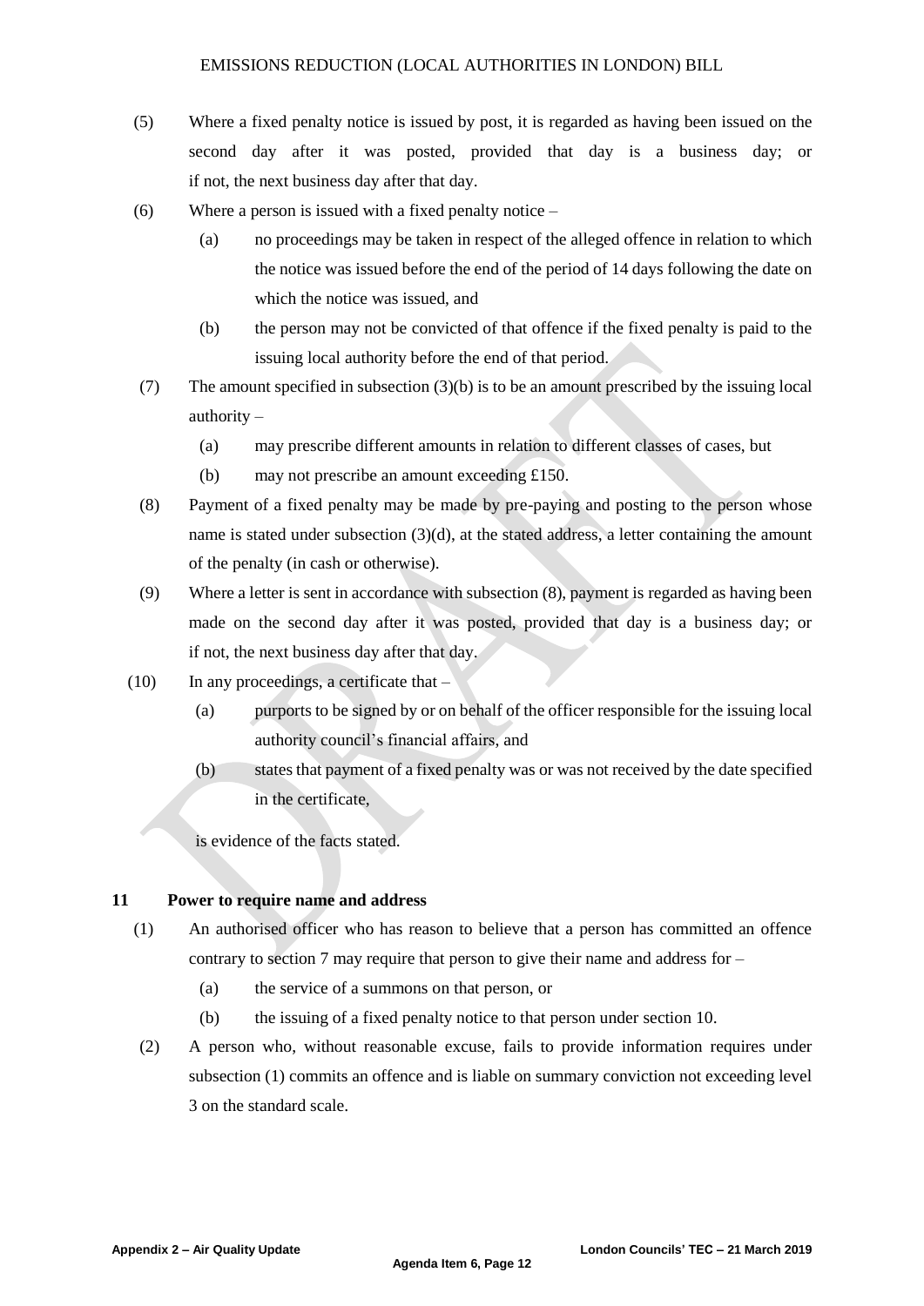(5) Where a fixed penalty notice is issued by post, it is regarded as having been issued on the second day after it was posted, provided that day is a business day; or if not, the next business day after that day.

(6) Where a person is issued with a fixed penalty notice –

- (a) no proceedings may be taken in respect of the alleged offence in relation to which the notice was issued before the end of the period of 14 days following the date on which the notice was issued, and
- (b) the person may not be convicted of that offence if the fixed penalty is paid to the issuing local authority before the end of that period.

(7) The amount specified in subsection (3)(b) is to be an amount prescribed by the issuing local authority –

- (a) may prescribe different amounts in relation to different classes of cases, but
- (b) may not prescribe an amount exceeding £150.

(8) Payment of a fixed penalty may be made by pre-paying and posting to the person whose name is stated under subsection (3)(d), at the stated address, a letter containing the amount of the penalty (in cash or otherwise).

(9) Where a letter is sent in accordance with subsection (8), payment is regarded as having been made on the second day after it was posted, provided that day is a business day; or if not, the next business day after that day.

(10) In any proceedings, a certificate that –

- (a) purports to be signed by or on behalf of the officer responsible for the issuing local authority council's financial affairs, and
- (b) states that payment of a fixed penalty was or was not received by the date specified in the certificate,

is evidence of the facts stated.

### 11 Power to require name and address

(1) An authorised officer who has reason to believe that a person has committed an offence contrary to section 7 may require that person to give their name and address for –

- (a) the service of a summons on that person, or
- (b) the issuing of a fixed penalty notice to that person under section 10.

(2) A person who, without reasonable excuse, fails to provide information requires under subsection (1) commits an offence and is liable on summary conviction not exceeding level 3 on the standard scale.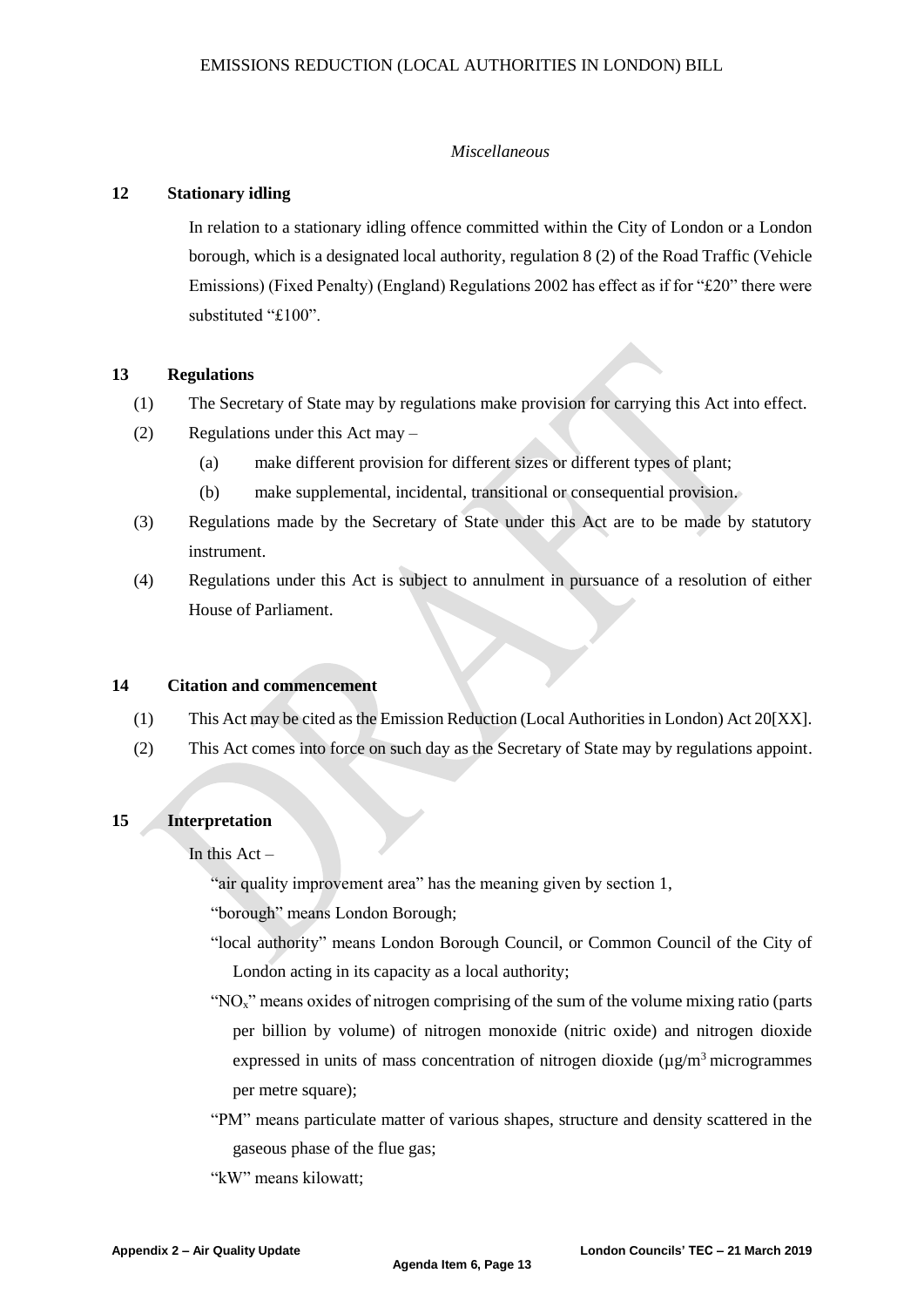*Miscellaneous*

**12 Stationary idling**

In relation to a stationary idling offence committed within the City of London or a London borough, which is a designated local authority, regulation 8 (2) of the Road Traffic (Vehicle Emissions) (Fixed Penalty) (England) Regulations 2002 has effect as if for "£20" there were substituted "£100".

**13 Regulations**

(1) The Secretary of State may by regulations make provision for carrying this Act into effect.

(2) Regulations under this Act may –

(a) make different provision for different sizes or different types of plant;

(b) make supplemental, incidental, transitional or consequential provision.

(3) Regulations made by the Secretary of State under this Act are to be made by statutory instrument.

(4) Regulations under this Act is subject to annulment in pursuance of a resolution of either House of Parliament.

**14 Citation and commencement**

(1) This Act may be cited as the Emission Reduction (Local Authorities in London) Act 20[XX].

(2) This Act comes into force on such day as the Secretary of State may by regulations appoint.

**15 Interpretation**

In this Act –

"air quality improvement area" has the meaning given by section 1,

"borough" means London Borough;

"local authority" means London Borough Council, or Common Council of the City of London acting in its capacity as a local authority;

"$NO_x$" means oxides of nitrogen comprising of the sum of the volume mixing ratio (parts per billion by volume) of nitrogen monoxide (nitric oxide) and nitrogen dioxide expressed in units of mass concentration of nitrogen dioxide ($\mu g/m^3$ microgrammes per metre square);

"PM" means particulate matter of various shapes, structure and density scattered in the gaseous phase of the flue gas;

"kW" means kilowatt;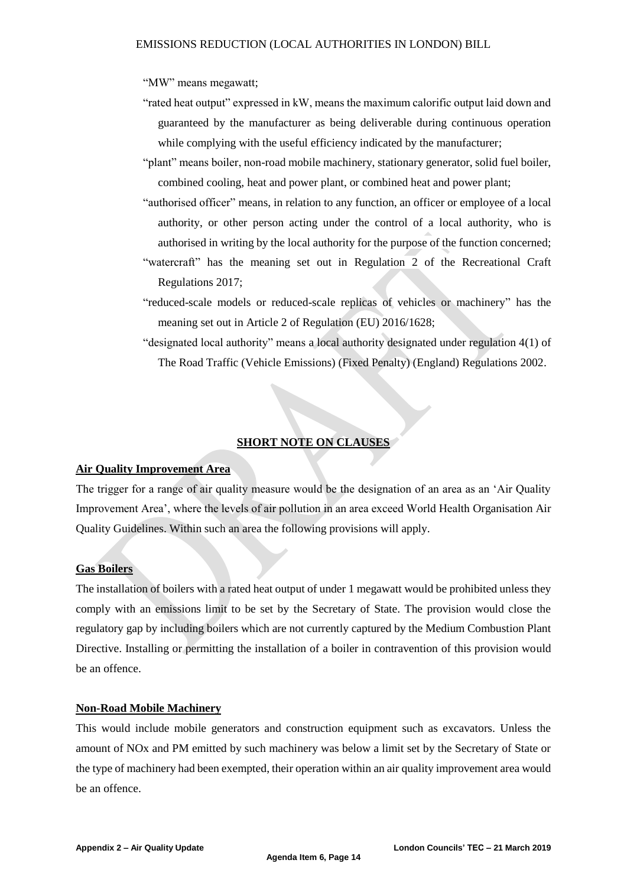"MW" means megawatt;

"rated heat output" expressed in kW, means the maximum calorific output laid down and guaranteed by the manufacturer as being deliverable during continuous operation while complying with the useful efficiency indicated by the manufacturer;

"plant" means boiler, non-road mobile machinery, stationary generator, solid fuel boiler, combined cooling, heat and power plant, or combined heat and power plant;

"authorised officer" means, in relation to any function, an officer or employee of a local authority, or other person acting under the control of a local authority, who is authorised in writing by the local authority for the purpose of the function concerned;

"watercraft" has the meaning set out in Regulation 2 of the Recreational Craft Regulations 2017;

"reduced-scale models or reduced-scale replicas of vehicles or machinery" has the meaning set out in Article 2 of Regulation (EU) 2016/1628;

"designated local authority" means a local authority designated under regulation 4(1) of The Road Traffic (Vehicle Emissions) (Fixed Penalty) (England) Regulations 2002.

## SHORT NOTE ON CLAUSES

### Air Quality Improvement Area

The trigger for a range of air quality measure would be the designation of an area as an 'Air Quality Improvement Area', where the levels of air pollution in an area exceed World Health Organisation Air Quality Guidelines. Within such an area the following provisions will apply.

### Gas Boilers

The installation of boilers with a rated heat output of under 1 megawatt would be prohibited unless they comply with an emissions limit to be set by the Secretary of State. The provision would close the regulatory gap by including boilers which are not currently captured by the Medium Combustion Plant Directive. Installing or permitting the installation of a boiler in contravention of this provision would be an offence.

### Non-Road Mobile Machinery

This would include mobile generators and construction equipment such as excavators. Unless the amount of NOx and PM emitted by such machinery was below a limit set by the Secretary of State or the type of machinery had been exempted, their operation within an air quality improvement area would be an offence.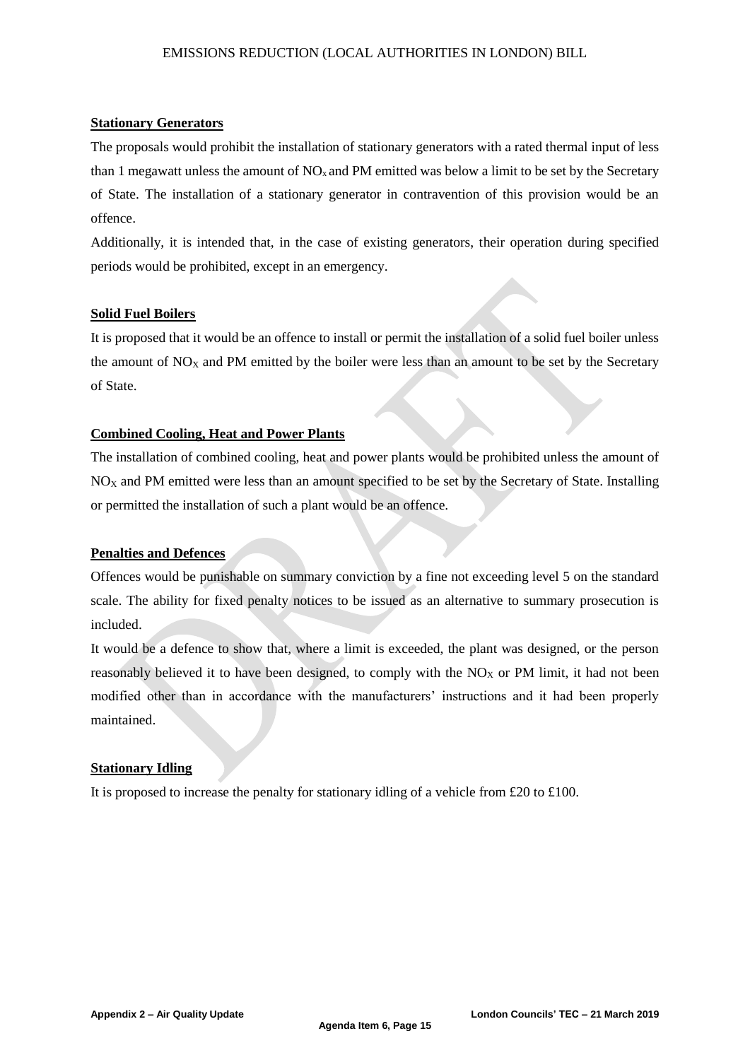#### Stationary Generators

The proposals would prohibit the installation of stationary generators with a rated thermal input of less than 1 megawatt unless the amount of $NO_x$ and PM emitted was below a limit to be set by the Secretary of State. The installation of a stationary generator in contravention of this provision would be an offence.

Additionally, it is intended that, in the case of existing generators, their operation during specified periods would be prohibited, except in an emergency.

#### Solid Fuel Boilers

It is proposed that it would be an offence to install or permit the installation of a solid fuel boiler unless the amount of $NO_X$ and PM emitted by the boiler were less than an amount to be set by the Secretary of State.

#### Combined Cooling, Heat and Power Plants

The installation of combined cooling, heat and power plants would be prohibited unless the amount of $NO_X$ and PM emitted were less than an amount specified to be set by the Secretary of State. Installing or permitted the installation of such a plant would be an offence.

#### Penalties and Defences

Offences would be punishable on summary conviction by a fine not exceeding level 5 on the standard scale. The ability for fixed penalty notices to be issued as an alternative to summary prosecution is included.

It would be a defence to show that, where a limit is exceeded, the plant was designed, or the person reasonably believed it to have been designed, to comply with the $NO_X$ or PM limit, it had not been modified other than in accordance with the manufacturers' instructions and it had been properly maintained.

#### Stationary Idling

It is proposed to increase the penalty for stationary idling of a vehicle from £20 to £100.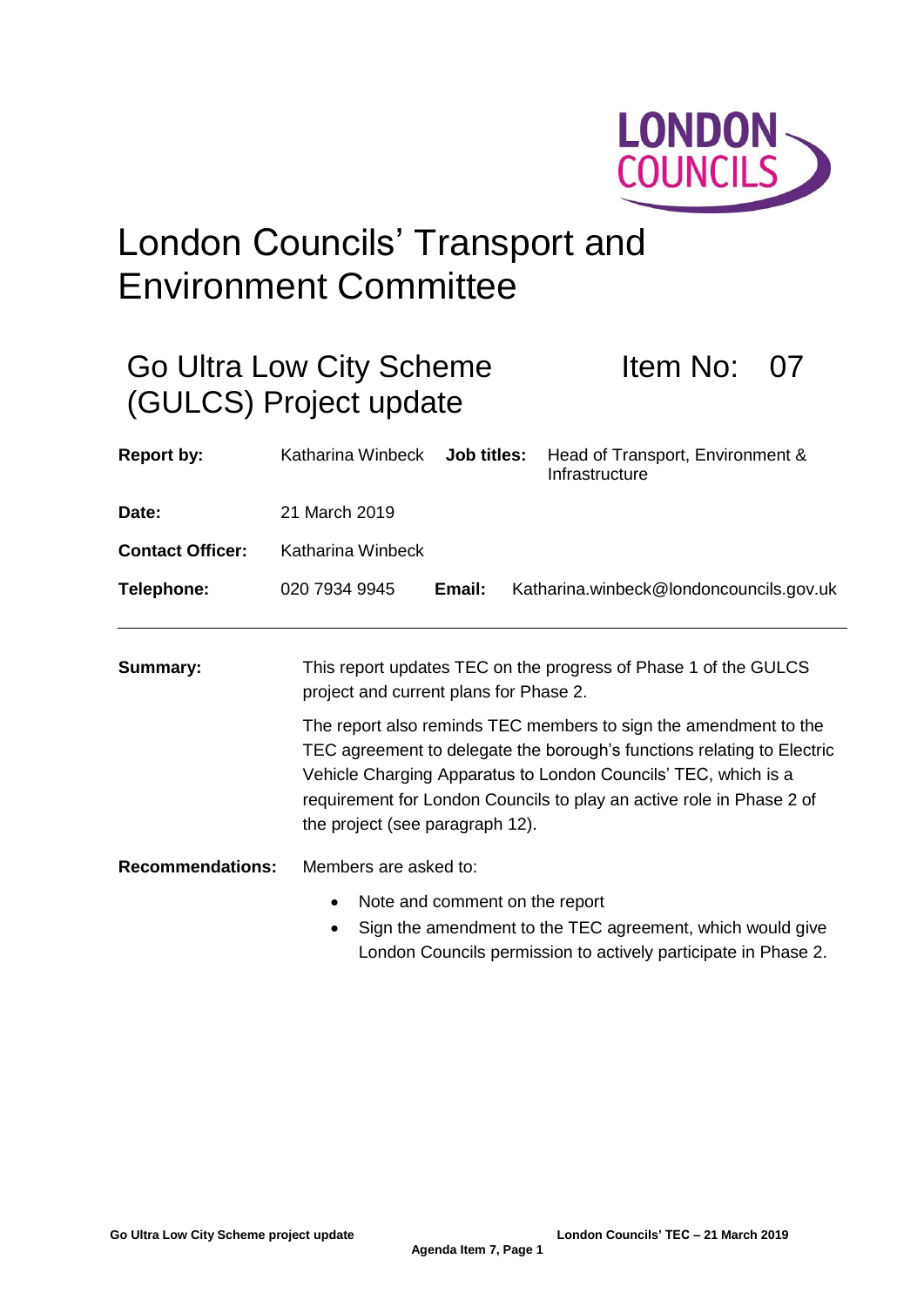# London Councils' Transport and Environment Committee

## Go Ultra Low City Scheme (GULCS) Project update

Item No: 07

| | | | |
|---|---|---|---|
| **Report by:** | Katharina Winbeck | **Job titles:** | Head of Transport, Environment & Infrastructure |
| **Date:** | 21 March 2019 | | |
| **Contact Officer:** | Katharina Winbeck | | |
| **Telephone:** | 020 7934 9945 | **Email:** | Katharina.winbeck@londoncouncils.gov.uk |

**Summary:**

This report updates TEC on the progress of Phase 1 of the GULCS project and current plans for Phase 2.

The report also reminds TEC members to sign the amendment to the TEC agreement to delegate the borough's functions relating to Electric Vehicle Charging Apparatus to London Councils' TEC, which is a requirement for London Councils to play an active role in Phase 2 of the project (see paragraph 12).

**Recommendations:**

Members are asked to:

- Note and comment on the report
- Sign the amendment to the TEC agreement, which would give London Councils permission to actively participate in Phase 2.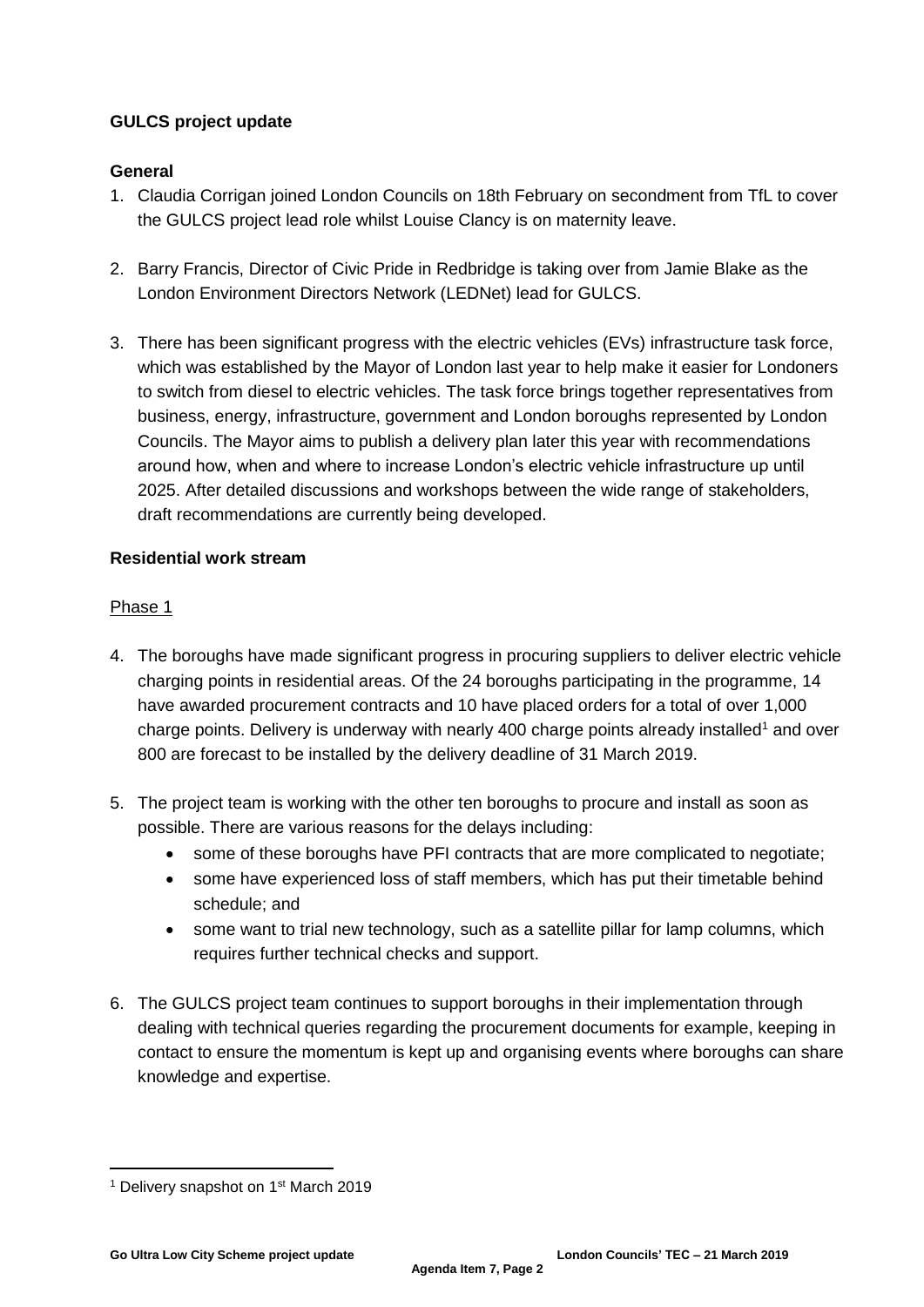**GULCS project update**

**General**

1. Claudia Corrigan joined London Councils on 18th February on secondment from TfL to cover the GULCS project lead role whilst Louise Clancy is on maternity leave.

2. Barry Francis, Director of Civic Pride in Redbridge is taking over from Jamie Blake as the London Environment Directors Network (LEDNet) lead for GULCS.

3. There has been significant progress with the electric vehicles (EVs) infrastructure task force, which was established by the Mayor of London last year to help make it easier for Londoners to switch from diesel to electric vehicles. The task force brings together representatives from business, energy, infrastructure, government and London boroughs represented by London Councils. The Mayor aims to publish a delivery plan later this year with recommendations around how, when and where to increase London's electric vehicle infrastructure up until 2025. After detailed discussions and workshops between the wide range of stakeholders, draft recommendations are currently being developed.

**Residential work stream**

Phase 1

4. The boroughs have made significant progress in procuring suppliers to deliver electric vehicle charging points in residential areas. Of the 24 boroughs participating in the programme, 14 have awarded procurement contracts and 10 have placed orders for a total of over 1,000 charge points. Delivery is underway with nearly 400 charge points already installed[1] and over 800 are forecast to be installed by the delivery deadline of 31 March 2019.

5. The project team is working with the other ten boroughs to procure and install as soon as possible. There are various reasons for the delays including:
   - some of these boroughs have PFI contracts that are more complicated to negotiate;
   - some have experienced loss of staff members, which has put their timetable behind schedule; and
   - some want to trial new technology, such as a satellite pillar for lamp columns, which requires further technical checks and support.

6. The GULCS project team continues to support boroughs in their implementation through dealing with technical queries regarding the procurement documents for example, keeping in contact to ensure the momentum is kept up and organising events where boroughs can share knowledge and expertise.

[1] Delivery snapshot on 1st March 2019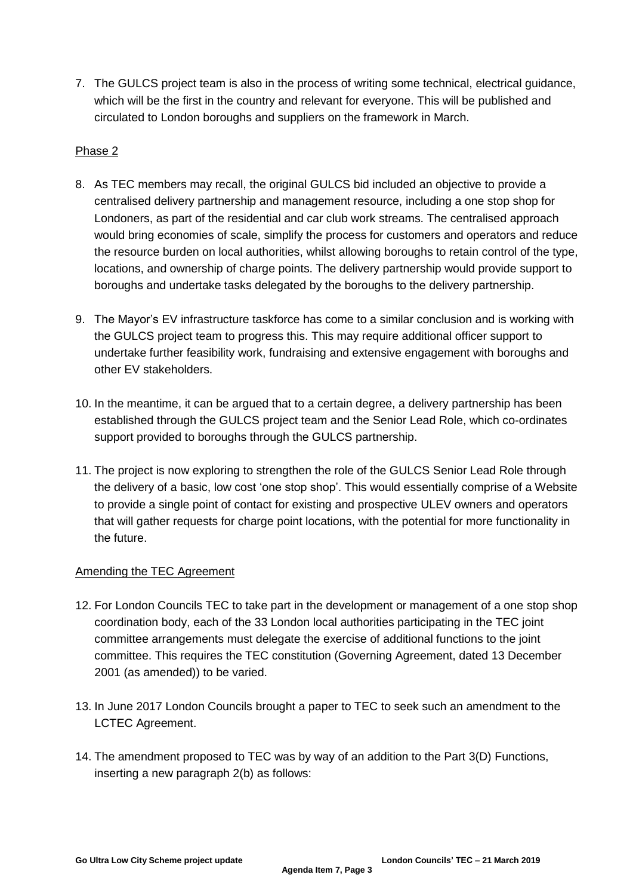7. The GULCS project team is also in the process of writing some technical, electrical guidance, which will be the first in the country and relevant for everyone. This will be published and circulated to London boroughs and suppliers on the framework in March.

Phase 2

8. As TEC members may recall, the original GULCS bid included an objective to provide a centralised delivery partnership and management resource, including a one stop shop for Londoners, as part of the residential and car club work streams. The centralised approach would bring economies of scale, simplify the process for customers and operators and reduce the resource burden on local authorities, whilst allowing boroughs to retain control of the type, locations, and ownership of charge points. The delivery partnership would provide support to boroughs and undertake tasks delegated by the boroughs to the delivery partnership.

9. The Mayor's EV infrastructure taskforce has come to a similar conclusion and is working with the GULCS project team to progress this. This may require additional officer support to undertake further feasibility work, fundraising and extensive engagement with boroughs and other EV stakeholders.

10. In the meantime, it can be argued that to a certain degree, a delivery partnership has been established through the GULCS project team and the Senior Lead Role, which co-ordinates support provided to boroughs through the GULCS partnership.

11. The project is now exploring to strengthen the role of the GULCS Senior Lead Role through the delivery of a basic, low cost 'one stop shop'. This would essentially comprise of a Website to provide a single point of contact for existing and prospective ULEV owners and operators that will gather requests for charge point locations, with the potential for more functionality in the future.

Amending the TEC Agreement

12. For London Councils TEC to take part in the development or management of a one stop shop coordination body, each of the 33 London local authorities participating in the TEC joint committee arrangements must delegate the exercise of additional functions to the joint committee. This requires the TEC constitution (Governing Agreement, dated 13 December 2001 (as amended)) to be varied.

13. In June 2017 London Councils brought a paper to TEC to seek such an amendment to the LCTEC Agreement.

14. The amendment proposed to TEC was by way of an addition to the Part 3(D) Functions, inserting a new paragraph 2(b) as follows: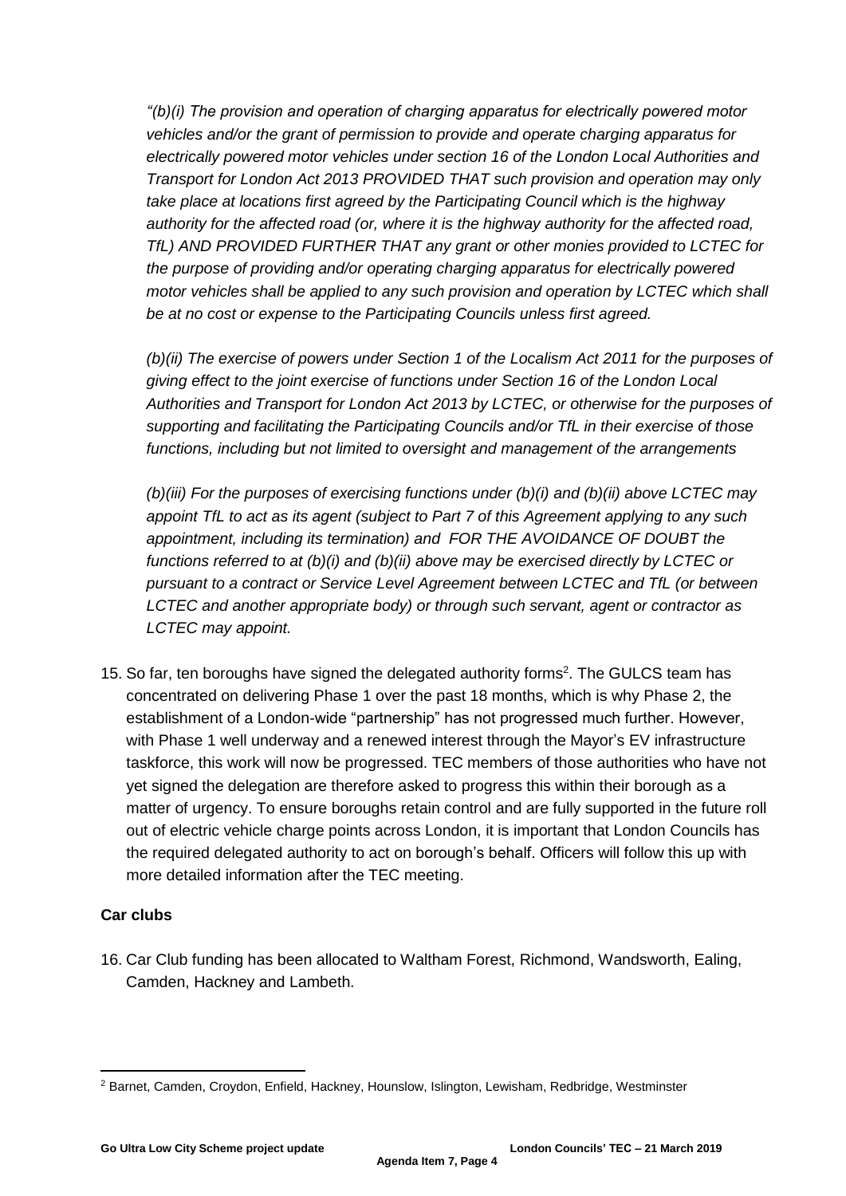*"(b)(i) The provision and operation of charging apparatus for electrically powered motor vehicles and/or the grant of permission to provide and operate charging apparatus for electrically powered motor vehicles under section 16 of the London Local Authorities and Transport for London Act 2013 PROVIDED THAT such provision and operation may only take place at locations first agreed by the Participating Council which is the highway authority for the affected road (or, where it is the highway authority for the affected road, TfL) AND PROVIDED FURTHER THAT any grant or other monies provided to LCTEC for the purpose of providing and/or operating charging apparatus for electrically powered motor vehicles shall be applied to any such provision and operation by LCTEC which shall be at no cost or expense to the Participating Councils unless first agreed.*

*(b)(ii) The exercise of powers under Section 1 of the Localism Act 2011 for the purposes of giving effect to the joint exercise of functions under Section 16 of the London Local Authorities and Transport for London Act 2013 by LCTEC, or otherwise for the purposes of supporting and facilitating the Participating Councils and/or TfL in their exercise of those functions, including but not limited to oversight and management of the arrangements*

*(b)(iii) For the purposes of exercising functions under (b)(i) and (b)(ii) above LCTEC may appoint TfL to act as its agent (subject to Part 7 of this Agreement applying to any such appointment, including its termination) and FOR THE AVOIDANCE OF DOUBT the functions referred to at (b)(i) and (b)(ii) above may be exercised directly by LCTEC or pursuant to a contract or Service Level Agreement between LCTEC and TfL (or between LCTEC and another appropriate body) or through such servant, agent or contractor as LCTEC may appoint.*

15. So far, ten boroughs have signed the delegated authority forms[2]. The GULCS team has concentrated on delivering Phase 1 over the past 18 months, which is why Phase 2, the establishment of a London-wide "partnership" has not progressed much further. However, with Phase 1 well underway and a renewed interest through the Mayor's EV infrastructure taskforce, this work will now be progressed. TEC members of those authorities who have not yet signed the delegation are therefore asked to progress this within their borough as a matter of urgency. To ensure boroughs retain control and are fully supported in the future roll out of electric vehicle charge points across London, it is important that London Councils has the required delegated authority to act on borough's behalf. Officers will follow this up with more detailed information after the TEC meeting.

**Car clubs**

16. Car Club funding has been allocated to Waltham Forest, Richmond, Wandsworth, Ealing, Camden, Hackney and Lambeth.

[2] Barnet, Camden, Croydon, Enfield, Hackney, Hounslow, Islington, Lewisham, Redbridge, Westminster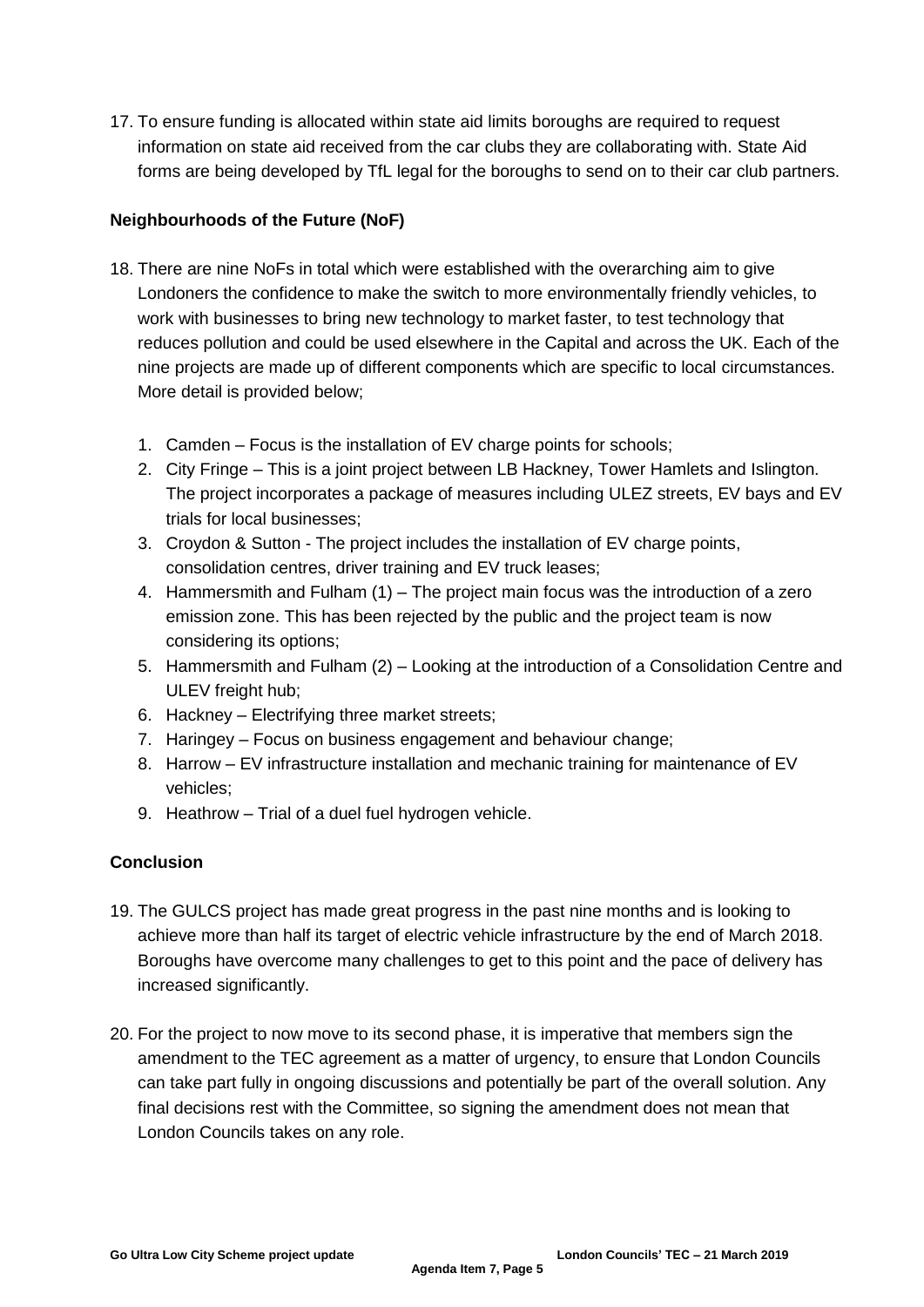17. To ensure funding is allocated within state aid limits boroughs are required to request information on state aid received from the car clubs they are collaborating with. State Aid forms are being developed by TfL legal for the boroughs to send on to their car club partners.

**Neighbourhoods of the Future (NoF)**

18. There are nine NoFs in total which were established with the overarching aim to give Londoners the confidence to make the switch to more environmentally friendly vehicles, to work with businesses to bring new technology to market faster, to test technology that reduces pollution and could be used elsewhere in the Capital and across the UK. Each of the nine projects are made up of different components which are specific to local circumstances. More detail is provided below;

    1. Camden – Focus is the installation of EV charge points for schools;
    2. City Fringe – This is a joint project between LB Hackney, Tower Hamlets and Islington. The project incorporates a package of measures including ULEZ streets, EV bays and EV trials for local businesses;
    3. Croydon & Sutton - The project includes the installation of EV charge points, consolidation centres, driver training and EV truck leases;
    4. Hammersmith and Fulham (1) – The project main focus was the introduction of a zero emission zone. This has been rejected by the public and the project team is now considering its options;
    5. Hammersmith and Fulham (2) – Looking at the introduction of a Consolidation Centre and ULEV freight hub;
    6. Hackney – Electrifying three market streets;
    7. Haringey – Focus on business engagement and behaviour change;
    8. Harrow – EV infrastructure installation and mechanic training for maintenance of EV vehicles;
    9. Heathrow – Trial of a duel fuel hydrogen vehicle.

**Conclusion**

19. The GULCS project has made great progress in the past nine months and is looking to achieve more than half its target of electric vehicle infrastructure by the end of March 2018. Boroughs have overcome many challenges to get to this point and the pace of delivery has increased significantly.

20. For the project to now move to its second phase, it is imperative that members sign the amendment to the TEC agreement as a matter of urgency, to ensure that London Councils can take part fully in ongoing discussions and potentially be part of the overall solution. Any final decisions rest with the Committee, so signing the amendment does not mean that London Councils takes on any role.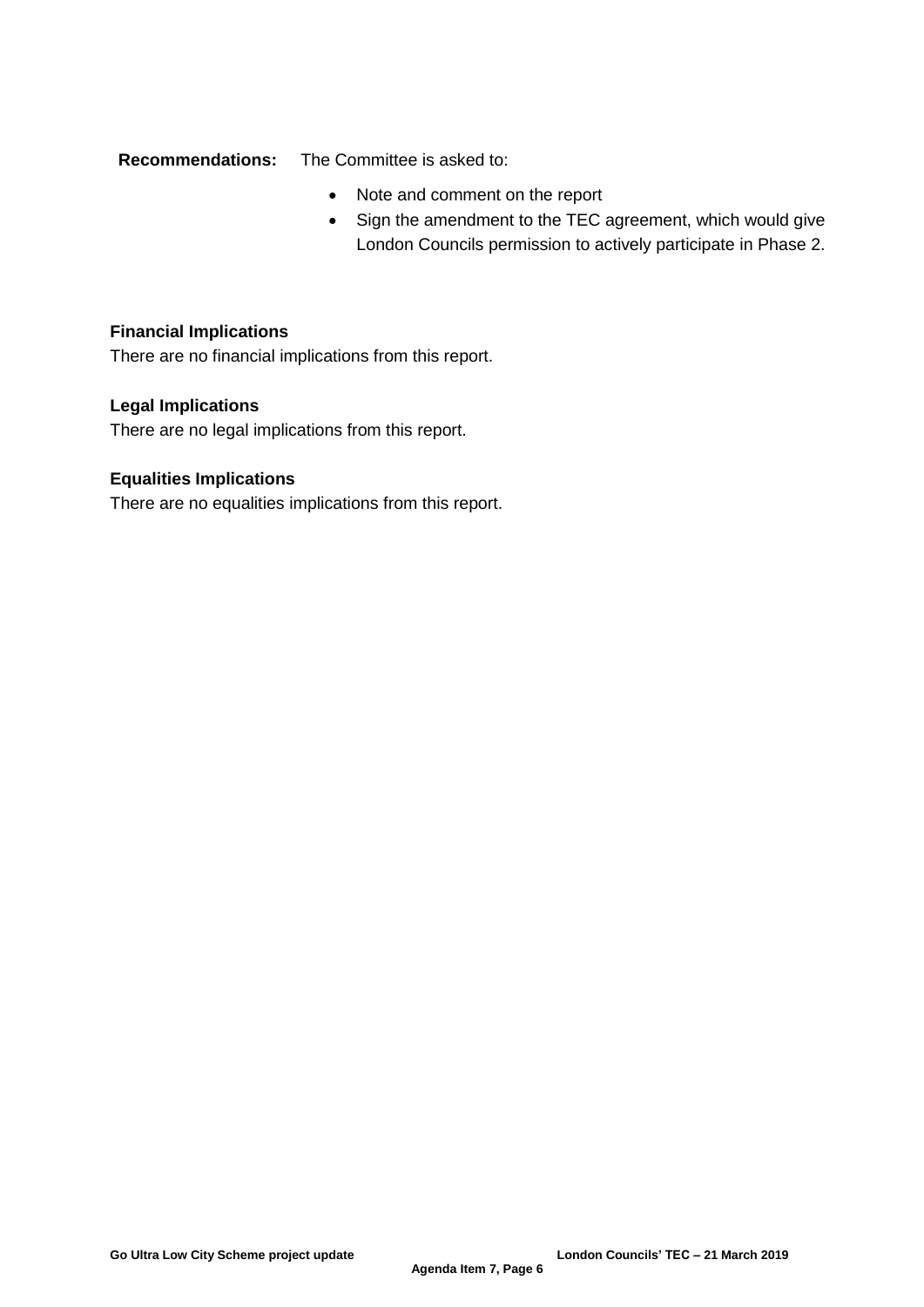**Recommendations:** The Committee is asked to:

- Note and comment on the report
- Sign the amendment to the TEC agreement, which would give London Councils permission to actively participate in Phase 2.

**Financial Implications**

There are no financial implications from this report.

**Legal Implications**

There are no legal implications from this report.

**Equalities Implications**

There are no equalities implications from this report.